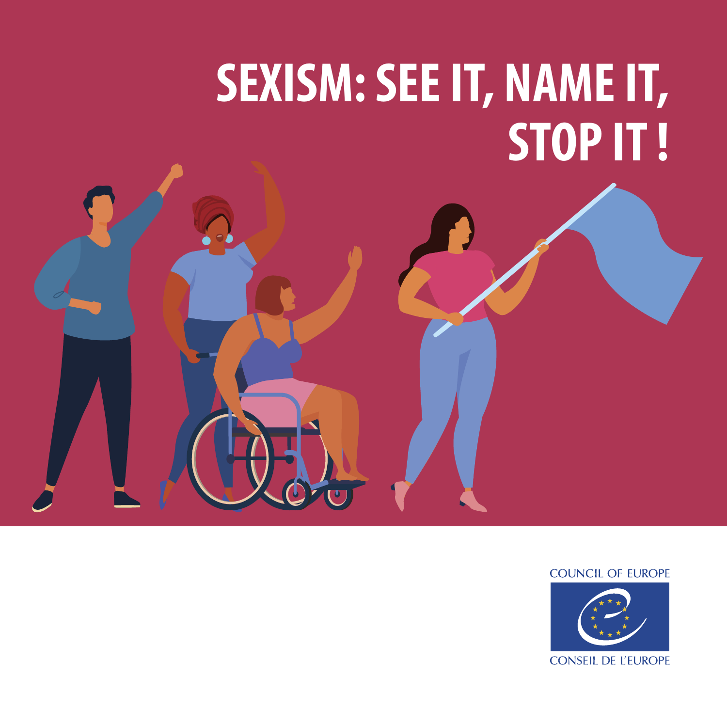# SEXISM: SEE IT, NAME IT, STOP IT!

COUNCIL OF EUROPE

CONSEIL DE L'EUROPE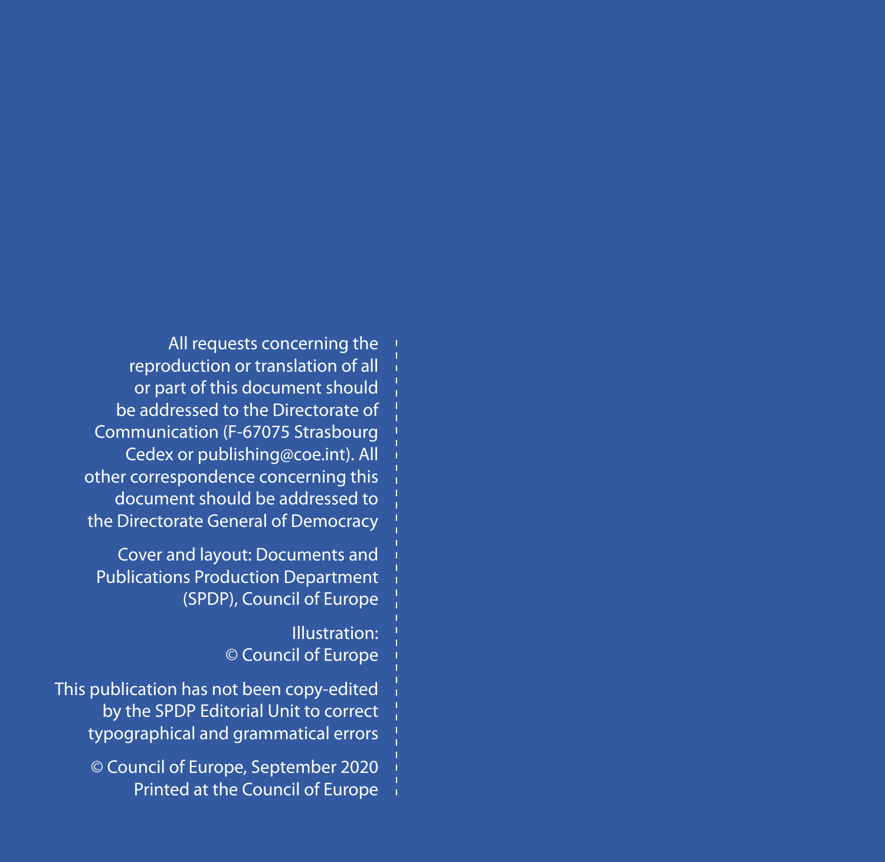All requests concerning the reproduction or translation of all or part of this document should be addressed to the Directorate of Communication (F-67075 Strasbourg Cedex or publishing@coe.int). All other correspondence concerning this document should be addressed to the Directorate General of Democracy

Cover and layout: Documents and Publications Production Department (SPDP), Council of Europe

Illustration: © Council of Europe

This publication has not been copy-edited by the SPDP Editorial Unit to correct typographical and grammatical errors

© Council of Europe, September 2020
Printed at the Council of Europe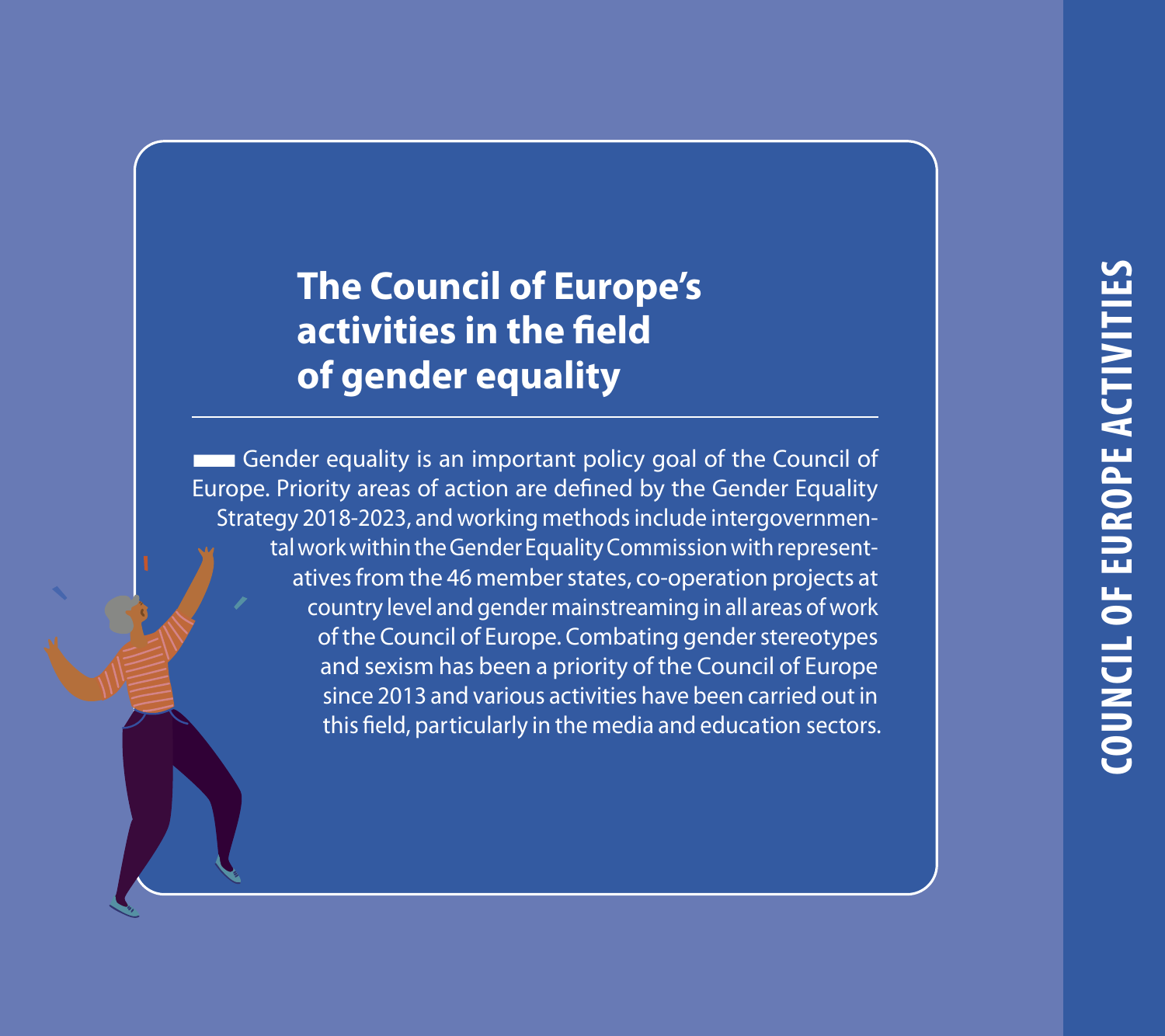# The Council of Europe's activities in the field of gender equality

Gender equality is an important policy goal of the Council of Europe. Priority areas of action are defined by the Gender Equality Strategy 2018-2023, and working methods include intergovernmental work within the Gender Equality Commission with representatives from the 46 member states, co-operation projects at country level and gender mainstreaming in all areas of work of the Council of Europe. Combating gender stereotypes and sexism has been a priority of the Council of Europe since 2013 and various activities have been carried out in this field, particularly in the media and education sectors.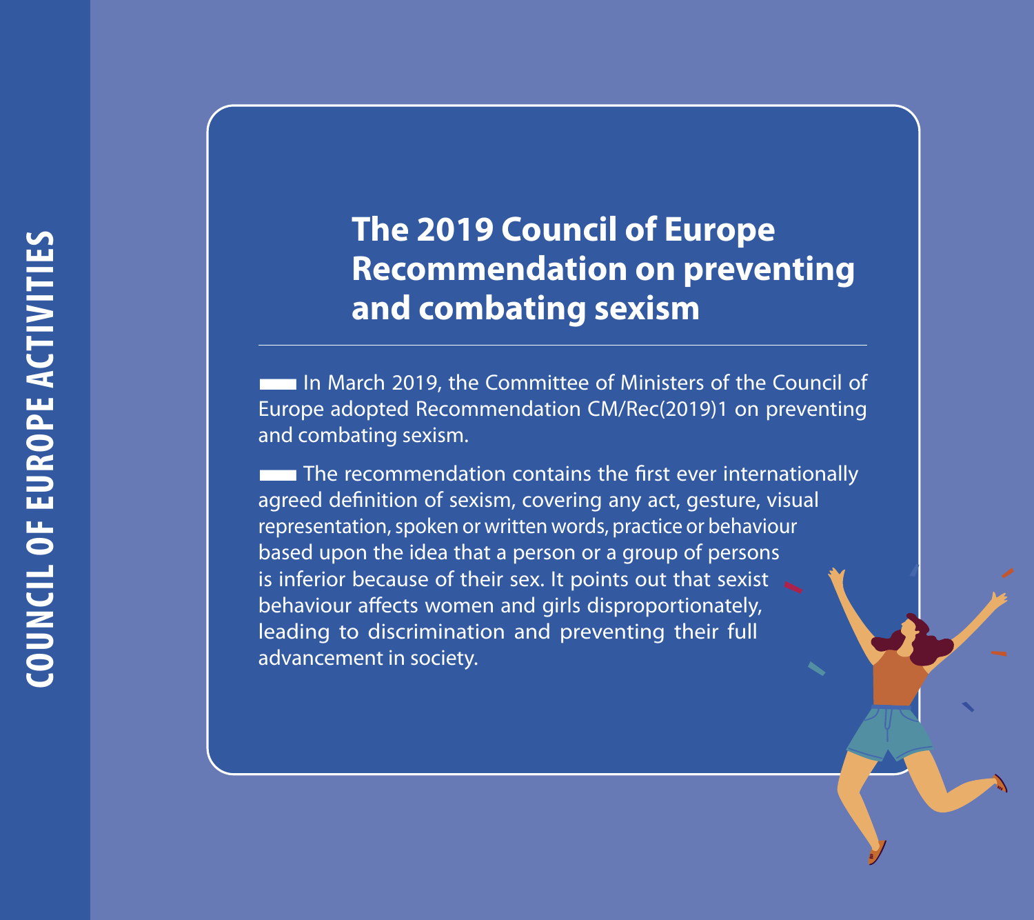# The 2019 Council of Europe Recommendation on preventing and combating sexism

In March 2019, the Committee of Ministers of the Council of Europe adopted Recommendation CM/Rec(2019)1 on preventing and combating sexism.

The recommendation contains the first ever internationally agreed definition of sexism, covering any act, gesture, visual representation, spoken or written words, practice or behaviour based upon the idea that a person or a group of persons is inferior because of their sex. It points out that sexist behaviour affects women and girls disproportionately, leading to discrimination and preventing their full advancement in society.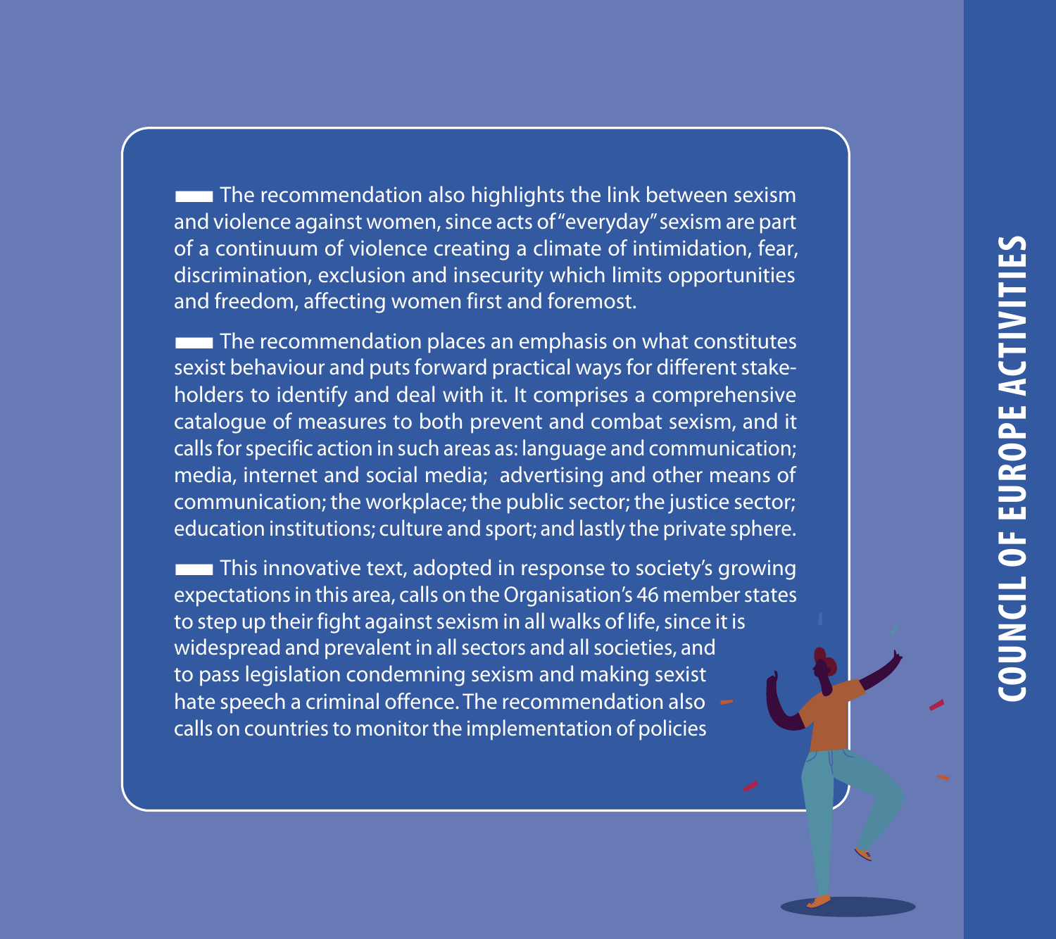The recommendation also highlights the link between sexism and violence against women, since acts of "everyday" sexism are part of a continuum of violence creating a climate of intimidation, fear, discrimination, exclusion and insecurity which limits opportunities and freedom, affecting women first and foremost.

The recommendation places an emphasis on what constitutes sexist behaviour and puts forward practical ways for different stakeholders to identify and deal with it. It comprises a comprehensive catalogue of measures to both prevent and combat sexism, and it calls for specific action in such areas as: language and communication; media, internet and social media; advertising and other means of communication; the workplace; the public sector; the justice sector; education institutions; culture and sport; and lastly the private sphere.

This innovative text, adopted in response to society's growing expectations in this area, calls on the Organisation's 46 member states to step up their fight against sexism in all walks of life, since it is widespread and prevalent in all sectors and all societies, and to pass legislation condemning sexism and making sexist hate speech a criminal offence. The recommendation also calls on countries to monitor the implementation of policies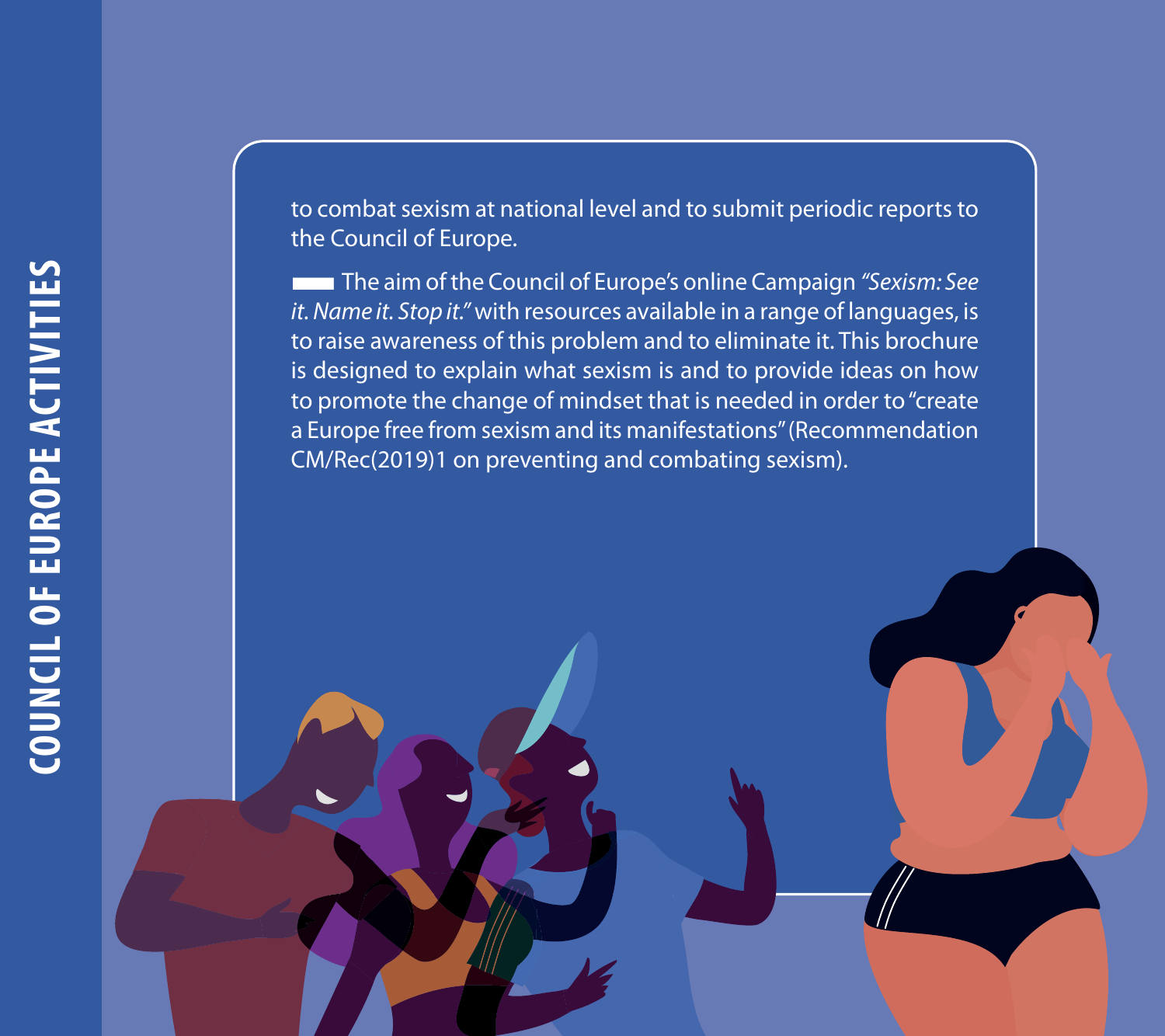to combat sexism at national level and to submit periodic reports to the Council of Europe.

The aim of the Council of Europe's online Campaign *"Sexism: See it. Name it. Stop it."* with resources available in a range of languages, is to raise awareness of this problem and to eliminate it. This brochure is designed to explain what sexism is and to provide ideas on how to promote the change of mindset that is needed in order to "create a Europe free from sexism and its manifestations" (Recommendation CM/Rec(2019)1 on preventing and combating sexism).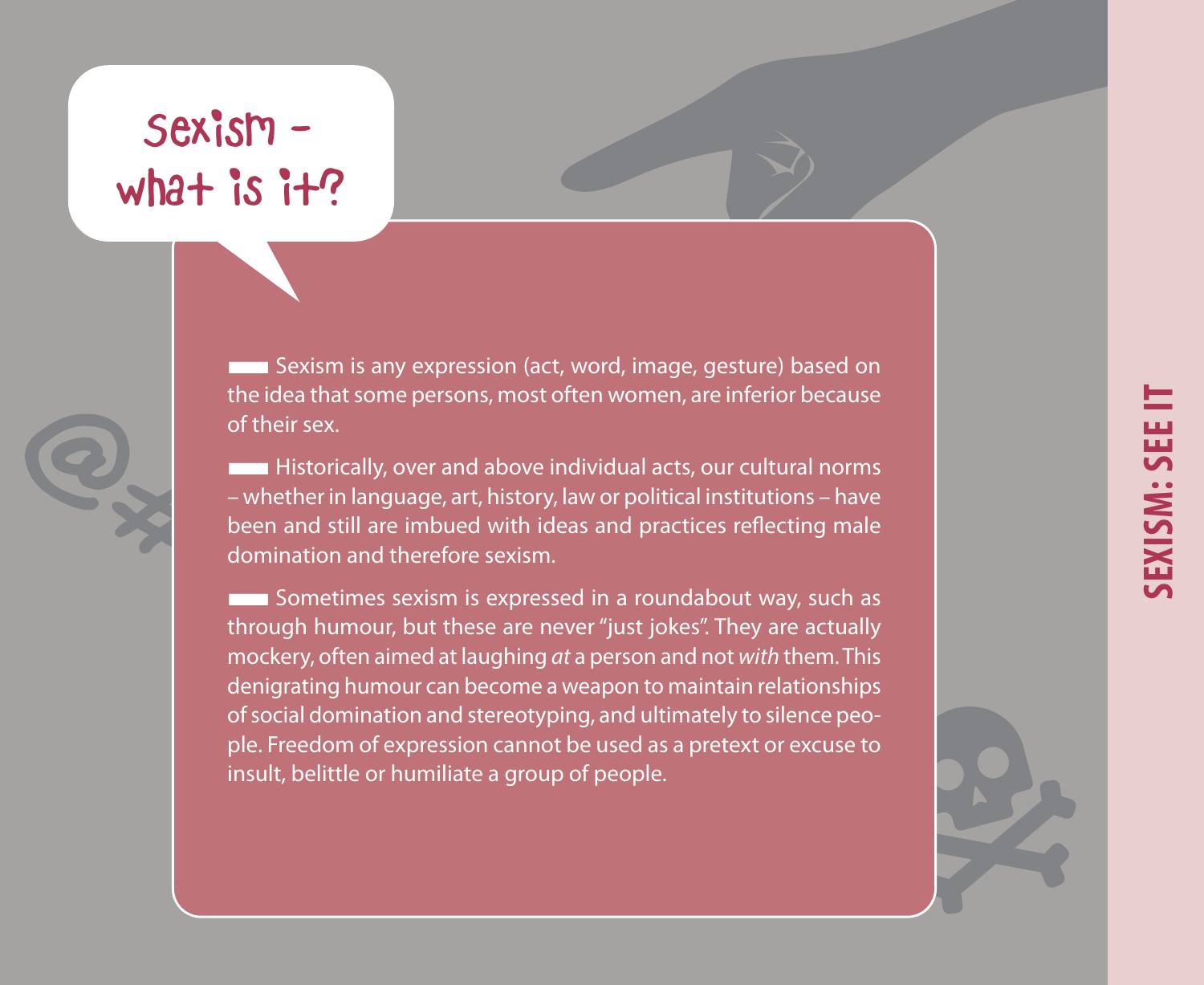# Sexism – what is it?

Sexism is any expression (act, word, image, gesture) based on the idea that some persons, most often women, are inferior because of their sex.

Historically, over and above individual acts, our cultural norms – whether in language, art, history, law or political institutions – have been and still are imbued with ideas and practices reflecting male domination and therefore sexism.

Sometimes sexism is expressed in a roundabout way, such as through humour, but these are never "just jokes". They are actually mockery, often aimed at laughing *at* a person and not *with* them. This denigrating humour can become a weapon to maintain relationships of social domination and stereotyping, and ultimately to silence people. Freedom of expression cannot be used as a pretext or excuse to insult, belittle or humiliate a group of people.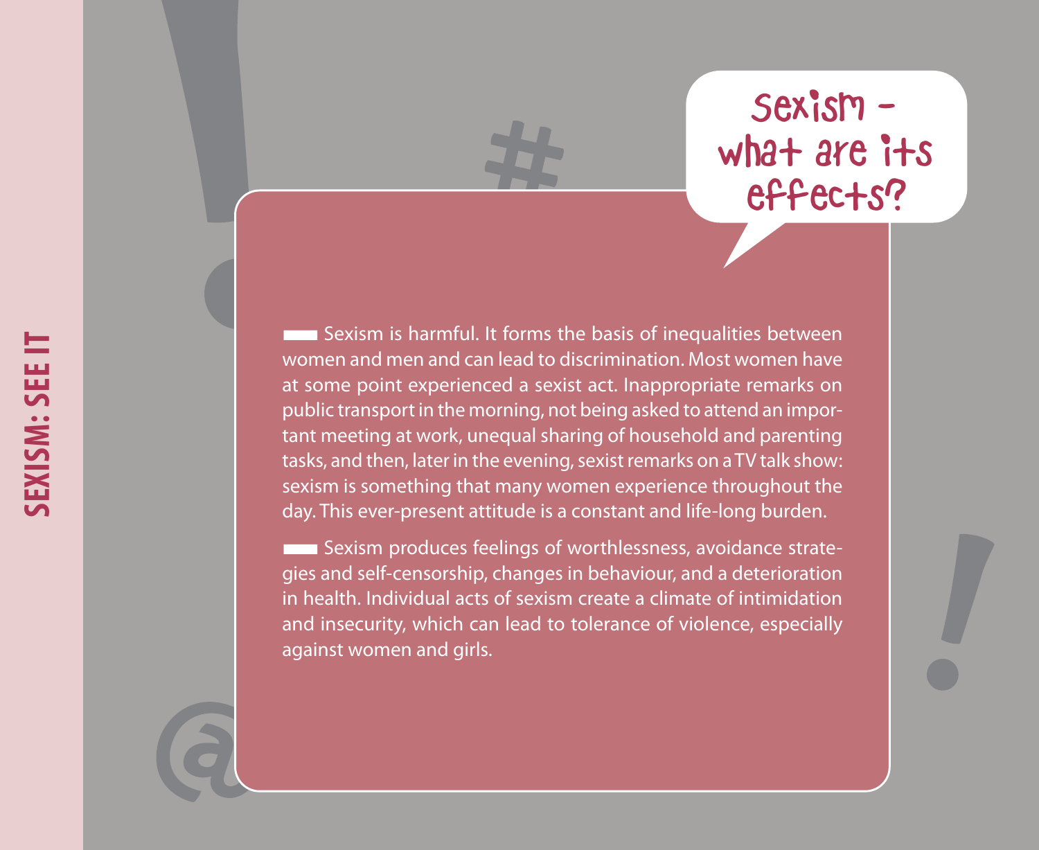## Sexism – what are its effects?

Sexism is harmful. It forms the basis of inequalities between women and men and can lead to discrimination. Most women have at some point experienced a sexist act. Inappropriate remarks on public transport in the morning, not being asked to attend an important meeting at work, unequal sharing of household and parenting tasks, and then, later in the evening, sexist remarks on a TV talk show: sexism is something that many women experience throughout the day. This ever-present attitude is a constant and life-long burden.

Sexism produces feelings of worthlessness, avoidance strategies and self-censorship, changes in behaviour, and a deterioration in health. Individual acts of sexism create a climate of intimidation and insecurity, which can lead to tolerance of violence, especially against women and girls.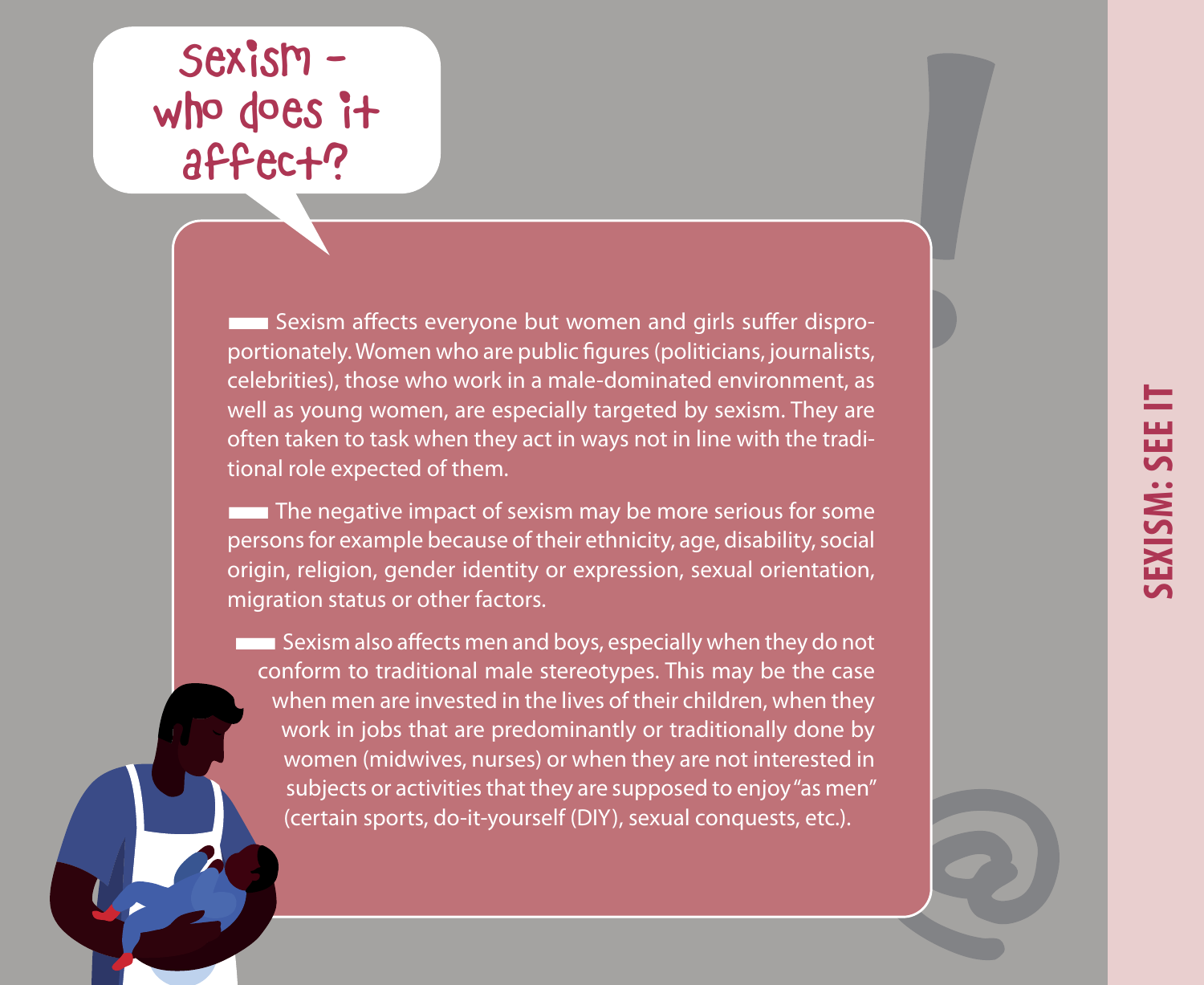# Sexism – who does it affect?

- Sexism affects everyone but women and girls suffer disproportionately. Women who are public figures (politicians, journalists, celebrities), those who work in a male-dominated environment, as well as young women, are especially targeted by sexism. They are often taken to task when they act in ways not in line with the traditional role expected of them.

- The negative impact of sexism may be more serious for some persons for example because of their ethnicity, age, disability, social origin, religion, gender identity or expression, sexual orientation, migration status or other factors.

- Sexism also affects men and boys, especially when they do not conform to traditional male stereotypes. This may be the case when men are invested in the lives of their children, when they work in jobs that are predominantly or traditionally done by women (midwives, nurses) or when they are not interested in subjects or activities that they are supposed to enjoy "as men" (certain sports, do-it-yourself (DIY), sexual conquests, etc.).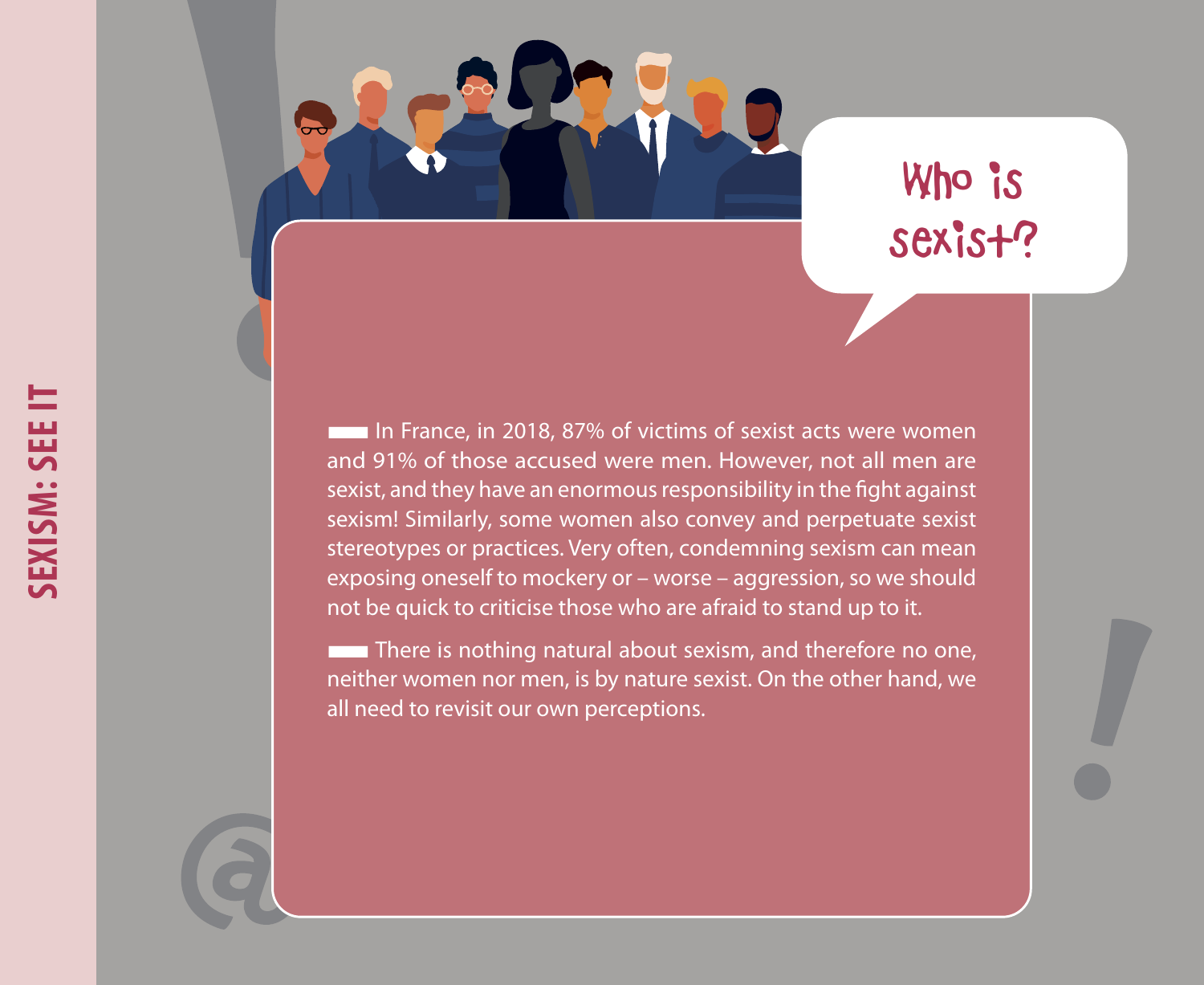# Who is sexist?

- In France, in 2018, 87% of victims of sexist acts were women and 91% of those accused were men. However, not all men are sexist, and they have an enormous responsibility in the fight against sexism! Similarly, some women also convey and perpetuate sexist stereotypes or practices. Very often, condemning sexism can mean exposing oneself to mockery or – worse – aggression, so we should not be quick to criticise those who are afraid to stand up to it.
- There is nothing natural about sexism, and therefore no one, neither women nor men, is by nature sexist. On the other hand, we all need to revisit our own perceptions.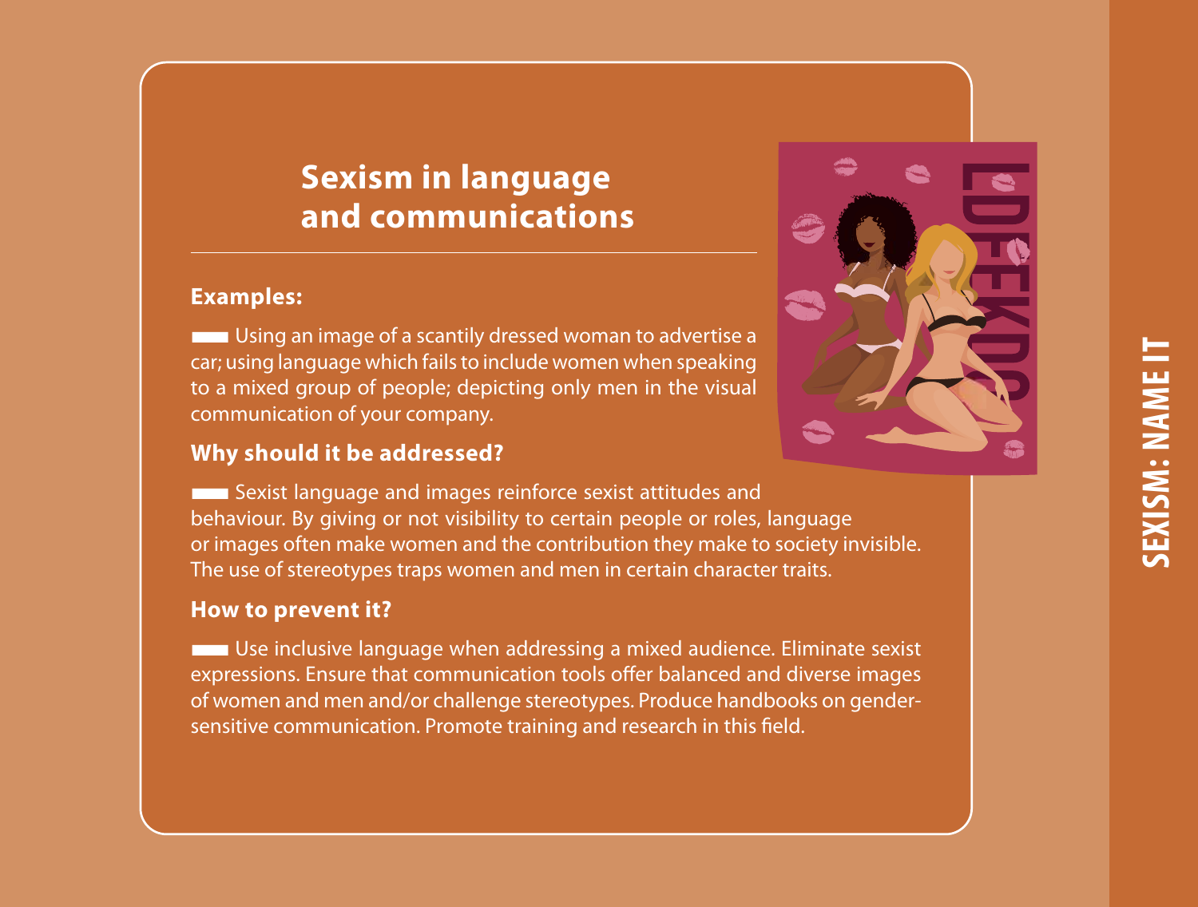## Sexism in language and communications

### Examples:

Using an image of a scantily dressed woman to advertise a car; using language which fails to include women when speaking to a mixed group of people; depicting only men in the visual communication of your company.

### Why should it be addressed?

Sexist language and images reinforce sexist attitudes and behaviour. By giving or not visibility to certain people or roles, language or images often make women and the contribution they make to society invisible. The use of stereotypes traps women and men in certain character traits.

### How to prevent it?

Use inclusive language when addressing a mixed audience. Eliminate sexist expressions. Ensure that communication tools offer balanced and diverse images of women and men and/or challenge stereotypes. Produce handbooks on gender-sensitive communication. Promote training and research in this field.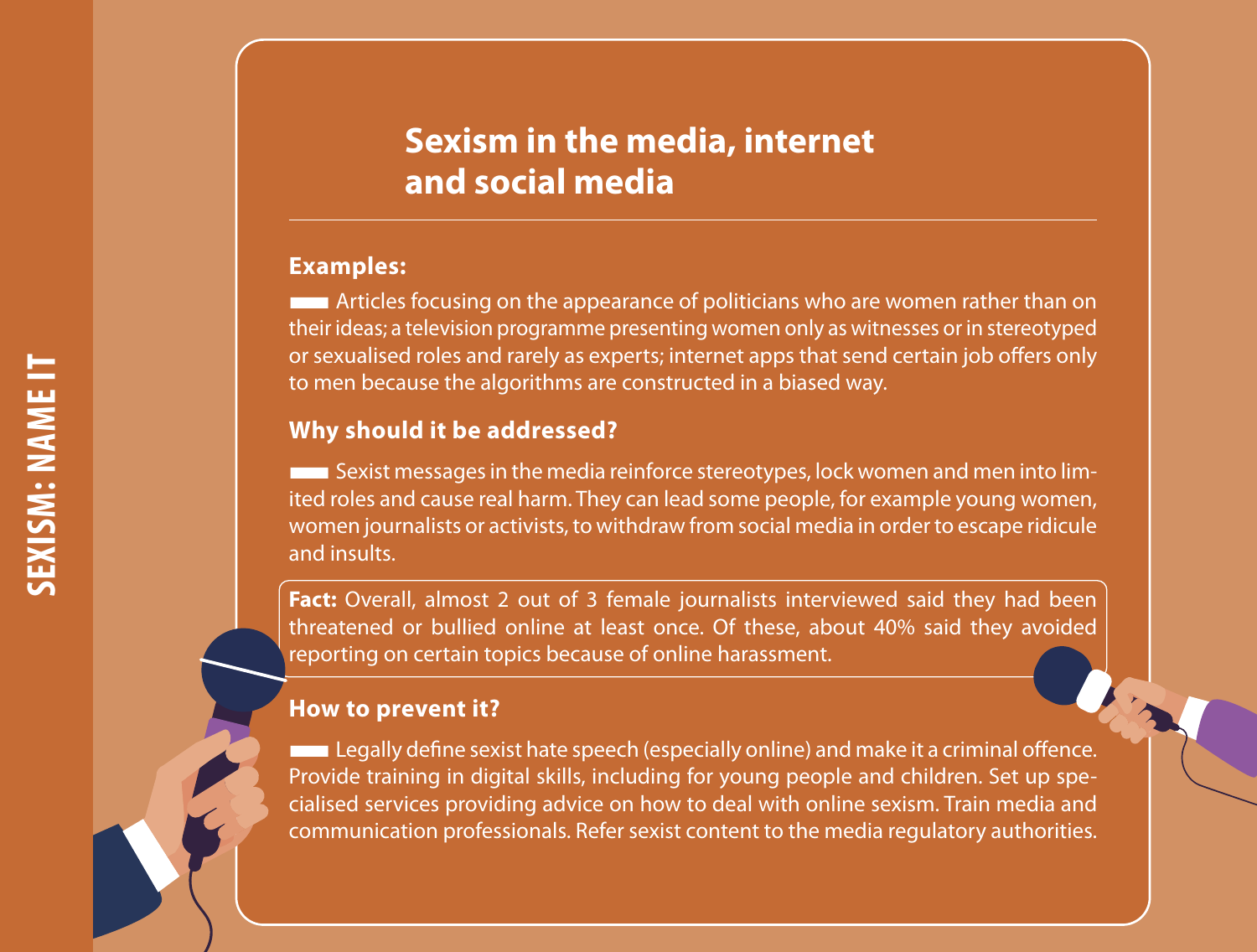# Sexism in the media, internet and social media

**Examples:**

Articles focusing on the appearance of politicians who are women rather than on their ideas; a television programme presenting women only as witnesses or in stereotyped or sexualised roles and rarely as experts; internet apps that send certain job offers only to men because the algorithms are constructed in a biased way.

**Why should it be addressed?**

Sexist messages in the media reinforce stereotypes, lock women and men into limited roles and cause real harm. They can lead some people, for example young women, women journalists or activists, to withdraw from social media in order to escape ridicule and insults.

**Fact:** Overall, almost 2 out of 3 female journalists interviewed said they had been threatened or bullied online at least once. Of these, about 40% said they avoided reporting on certain topics because of online harassment.

**How to prevent it?**

Legally define sexist hate speech (especially online) and make it a criminal offence. Provide training in digital skills, including for young people and children. Set up specialised services providing advice on how to deal with online sexism. Train media and communication professionals. Refer sexist content to the media regulatory authorities.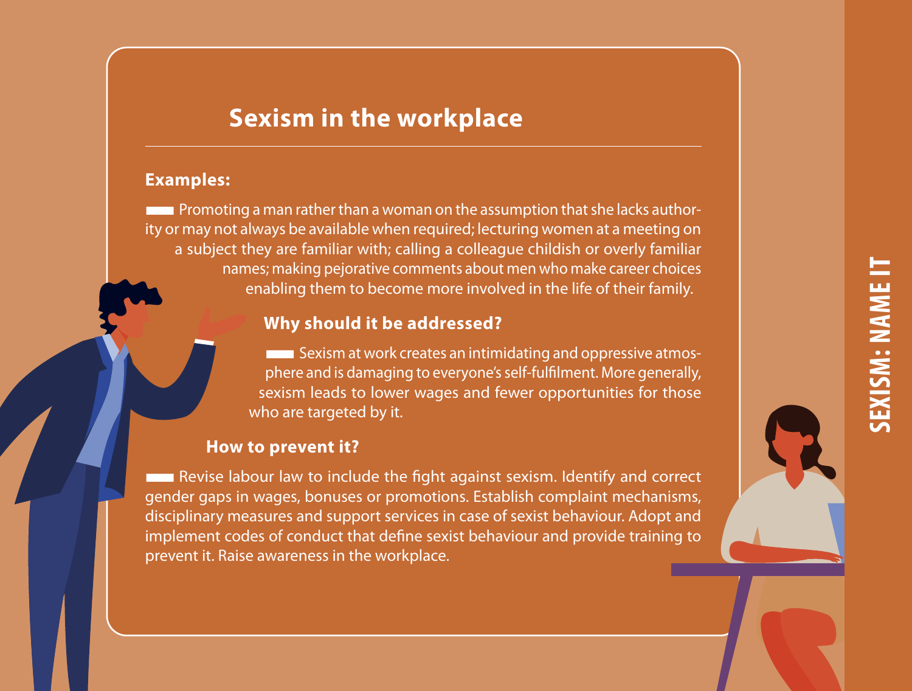## Sexism in the workplace

### Examples:

Promoting a man rather than a woman on the assumption that she lacks authority or may not always be available when required; lecturing women at a meeting on a subject they are familiar with; calling a colleague childish or overly familiar names; making pejorative comments about men who make career choices enabling them to become more involved in the life of their family.

### Why should it be addressed?

Sexism at work creates an intimidating and oppressive atmosphere and is damaging to everyone's self-fulfilment. More generally, sexism leads to lower wages and fewer opportunities for those who are targeted by it.

### How to prevent it?

Revise labour law to include the fight against sexism. Identify and correct gender gaps in wages, bonuses or promotions. Establish complaint mechanisms, disciplinary measures and support services in case of sexist behaviour. Adopt and implement codes of conduct that define sexist behaviour and provide training to prevent it. Raise awareness in the workplace.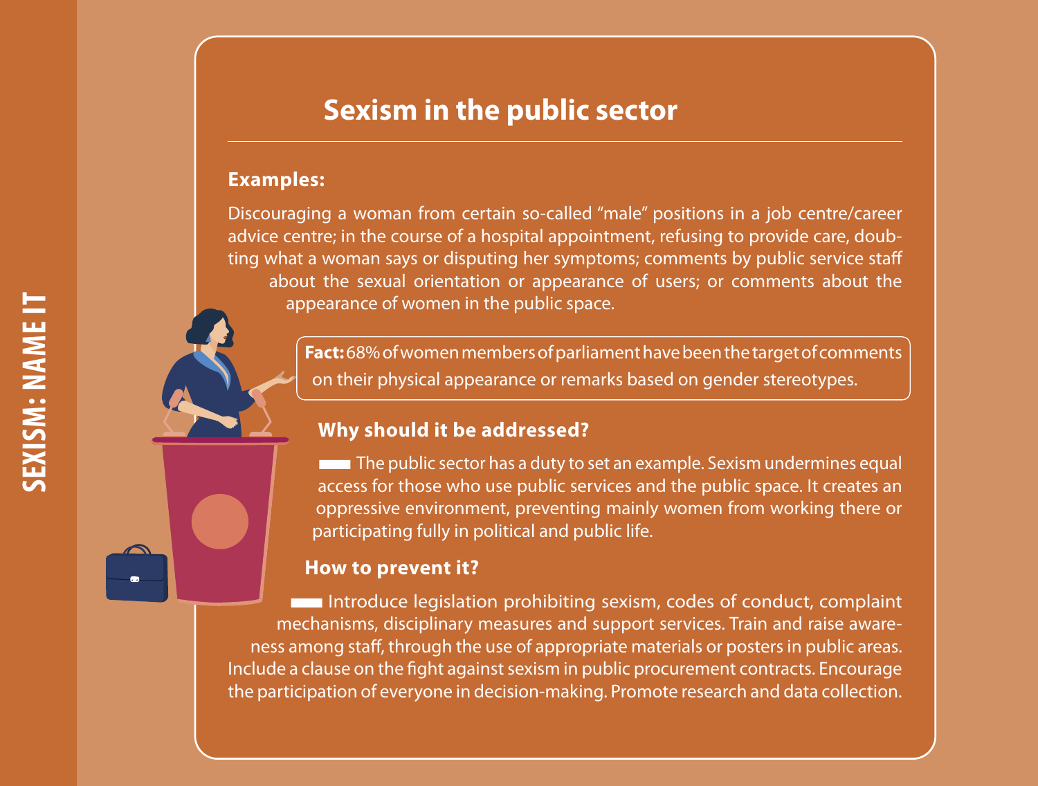# Sexism in the public sector

**Examples:**

Discouraging a woman from certain so-called "male" positions in a job centre/career advice centre; in the course of a hospital appointment, refusing to provide care, doubting what a woman says or disputing her symptoms; comments by public service staff about the sexual orientation or appearance of users; or comments about the appearance of women in the public space.

**Fact:** 68% of women members of parliament have been the target of comments on their physical appearance or remarks based on gender stereotypes.

## Why should it be addressed?

- The public sector has a duty to set an example. Sexism undermines equal access for those who use public services and the public space. It creates an oppressive environment, preventing mainly women from working there or participating fully in political and public life.

## How to prevent it?

- Introduce legislation prohibiting sexism, codes of conduct, complaint mechanisms, disciplinary measures and support services. Train and raise awareness among staff, through the use of appropriate materials or posters in public areas. Include a clause on the fight against sexism in public procurement contracts. Encourage the participation of everyone in decision-making. Promote research and data collection.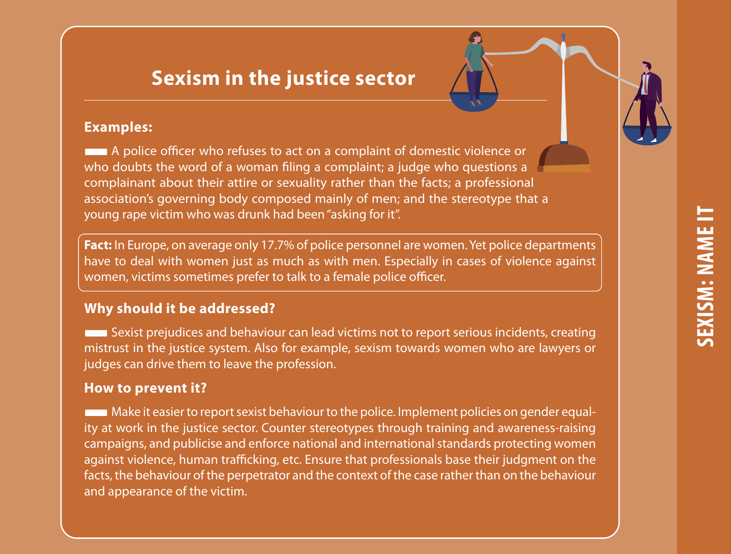# Sexism in the justice sector

**Examples:**

A police officer who refuses to act on a complaint of domestic violence or who doubts the word of a woman filing a complaint; a judge who questions a complainant about their attire or sexuality rather than the facts; a professional association's governing body composed mainly of men; and the stereotype that a young rape victim who was drunk had been "asking for it".

**Fact:** In Europe, on average only 17.7% of police personnel are women. Yet police departments have to deal with women just as much as with men. Especially in cases of violence against women, victims sometimes prefer to talk to a female police officer.

**Why should it be addressed?**

Sexist prejudices and behaviour can lead victims not to report serious incidents, creating mistrust in the justice system. Also for example, sexism towards women who are lawyers or judges can drive them to leave the profession.

**How to prevent it?**

Make it easier to report sexist behaviour to the police. Implement policies on gender equality at work in the justice sector. Counter stereotypes through training and awareness-raising campaigns, and publicise and enforce national and international standards protecting women against violence, human trafficking, etc. Ensure that professionals base their judgment on the facts, the behaviour of the perpetrator and the context of the case rather than on the behaviour and appearance of the victim.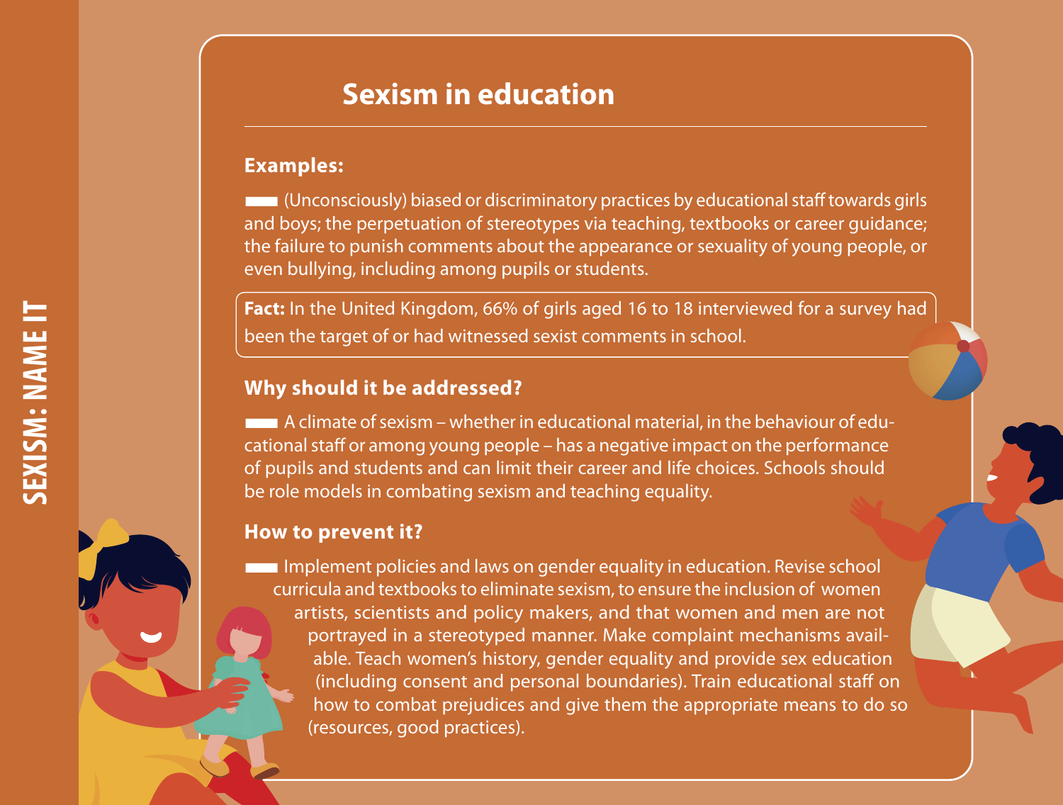## Sexism in education

### Examples:

- (Unconsciously) biased or discriminatory practices by educational staff towards girls and boys; the perpetuation of stereotypes via teaching, textbooks or career guidance; the failure to punish comments about the appearance or sexuality of young people, or even bullying, including among pupils or students.

**Fact:** In the United Kingdom, 66% of girls aged 16 to 18 interviewed for a survey had been the target of or had witnessed sexist comments in school.

### Why should it be addressed?

- A climate of sexism – whether in educational material, in the behaviour of educational staff or among young people – has a negative impact on the performance of pupils and students and can limit their career and life choices. Schools should be role models in combating sexism and teaching equality.

### How to prevent it?

- Implement policies and laws on gender equality in education. Revise school curricula and textbooks to eliminate sexism, to ensure the inclusion of women artists, scientists and policy makers, and that women and men are not portrayed in a stereotyped manner. Make complaint mechanisms available. Teach women's history, gender equality and provide sex education (including consent and personal boundaries). Train educational staff on how to combat prejudices and give them the appropriate means to do so (resources, good practices).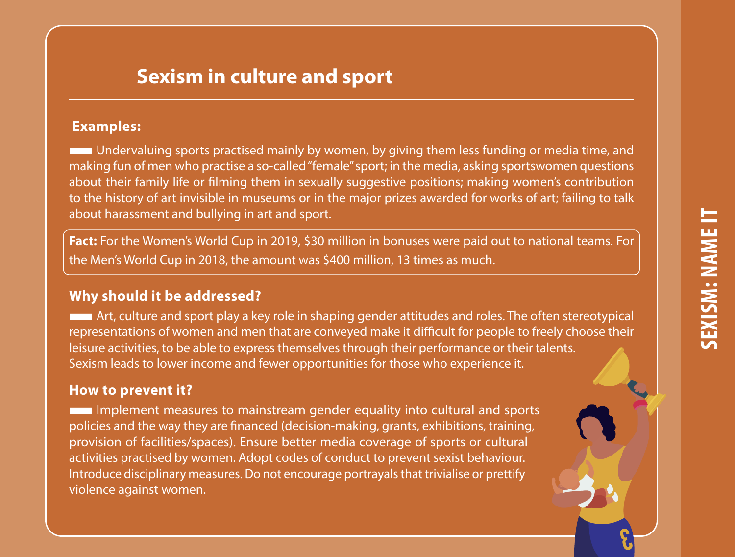## Sexism in culture and sport

**Examples:**

- Undervaluing sports practised mainly by women, by giving them less funding or media time, and making fun of men who practise a so-called "female" sport; in the media, asking sportswomen questions about their family life or filming them in sexually suggestive positions; making women's contribution to the history of art invisible in museums or in the major prizes awarded for works of art; failing to talk about harassment and bullying in art and sport.

**Fact:** For the Women's World Cup in 2019, $30 million in bonuses were paid out to national teams. For the Men's World Cup in 2018, the amount was $400 million, 13 times as much.

**Why should it be addressed?**

- Art, culture and sport play a key role in shaping gender attitudes and roles. The often stereotypical representations of women and men that are conveyed make it difficult for people to freely choose their leisure activities, to be able to express themselves through their performance or their talents. Sexism leads to lower income and fewer opportunities for those who experience it.

**How to prevent it?**

- Implement measures to mainstream gender equality into cultural and sports policies and the way they are financed (decision-making, grants, exhibitions, training, provision of facilities/spaces). Ensure better media coverage of sports or cultural activities practised by women. Adopt codes of conduct to prevent sexist behaviour. Introduce disciplinary measures. Do not encourage portrayals that trivialise or prettify violence against women.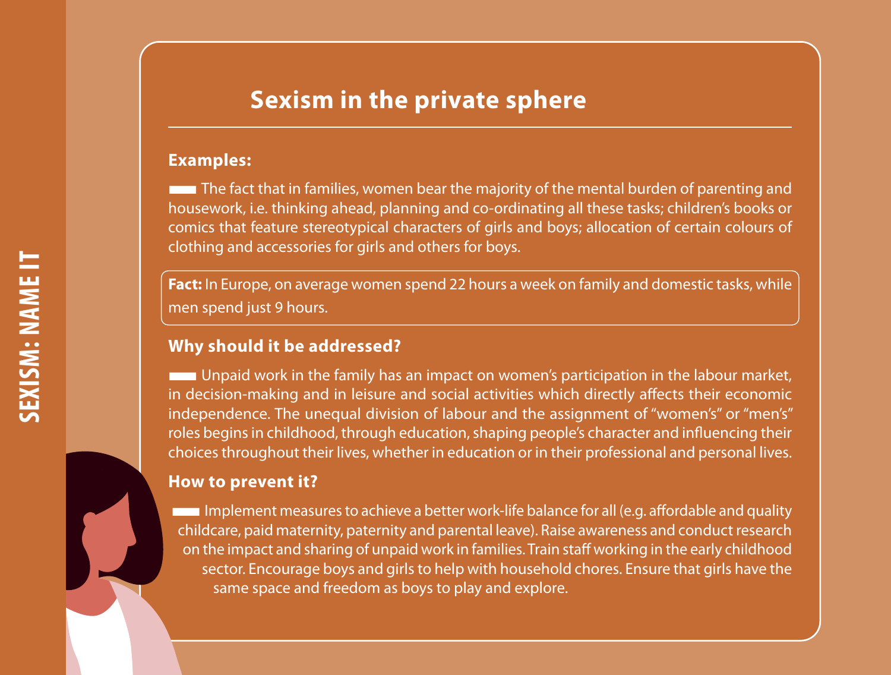## Sexism in the private sphere

### Examples:

- The fact that in families, women bear the majority of the mental burden of parenting and housework, i.e. thinking ahead, planning and co-ordinating all these tasks; children's books or comics that feature stereotypical characters of girls and boys; allocation of certain colours of clothing and accessories for girls and others for boys.

**Fact:** In Europe, on average women spend 22 hours a week on family and domestic tasks, while men spend just 9 hours.

### Why should it be addressed?

- Unpaid work in the family has an impact on women's participation in the labour market, in decision-making and in leisure and social activities which directly affects their economic independence. The unequal division of labour and the assignment of "women's" or "men's" roles begins in childhood, through education, shaping people's character and influencing their choices throughout their lives, whether in education or in their professional and personal lives.

### How to prevent it?

- Implement measures to achieve a better work-life balance for all (e.g. affordable and quality childcare, paid maternity, paternity and parental leave). Raise awareness and conduct research on the impact and sharing of unpaid work in families. Train staff working in the early childhood sector. Encourage boys and girls to help with household chores. Ensure that girls have the same space and freedom as boys to play and explore.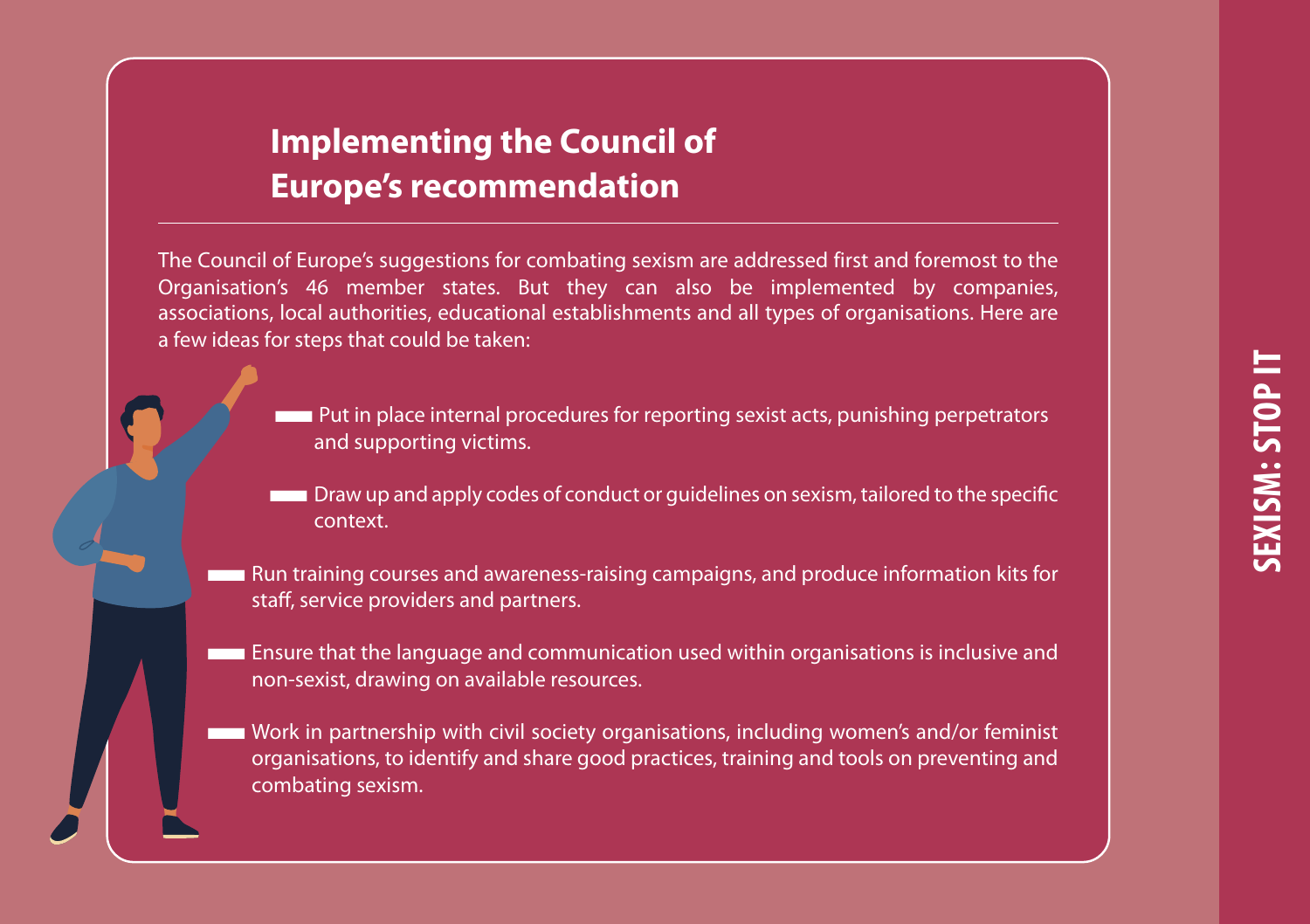## Implementing the Council of Europe's recommendation

The Council of Europe's suggestions for combating sexism are addressed first and foremost to the Organisation's 46 member states. But they can also be implemented by companies, associations, local authorities, educational establishments and all types of organisations. Here are a few ideas for steps that could be taken:

- Put in place internal procedures for reporting sexist acts, punishing perpetrators and supporting victims.
- Draw up and apply codes of conduct or guidelines on sexism, tailored to the specific context.
- Run training courses and awareness-raising campaigns, and produce information kits for staff, service providers and partners.
- Ensure that the language and communication used within organisations is inclusive and non-sexist, drawing on available resources.
- Work in partnership with civil society organisations, including women's and/or feminist organisations, to identify and share good practices, training and tools on preventing and combating sexism.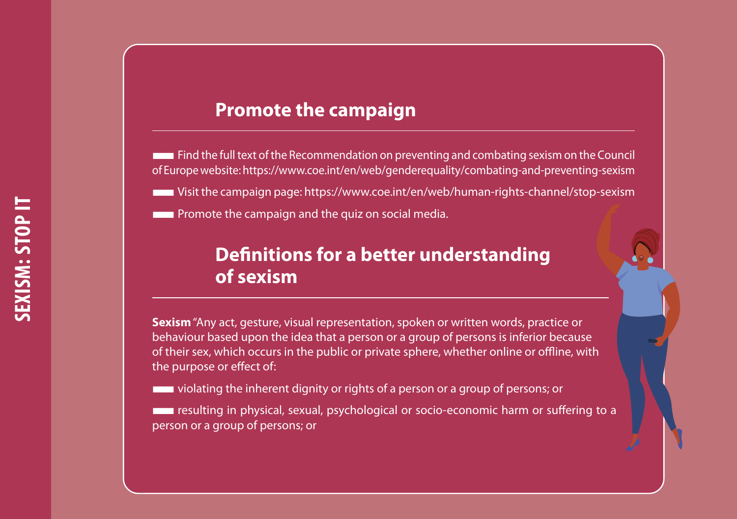## Promote the campaign

- Find the full text of the Recommendation on preventing and combating sexism on the Council of Europe website: https://www.coe.int/en/web/genderequality/combating-and-preventing-sexism
- Visit the campaign page: https://www.coe.int/en/web/human-rights-channel/stop-sexism
- Promote the campaign and the quiz on social media.

## Definitions for a better understanding of sexism

**Sexism** "Any act, gesture, visual representation, spoken or written words, practice or behaviour based upon the idea that a person or a group of persons is inferior because of their sex, which occurs in the public or private sphere, whether online or offline, with the purpose or effect of:

- violating the inherent dignity or rights of a person or a group of persons; or
- resulting in physical, sexual, psychological or socio-economic harm or suffering to a person or a group of persons; or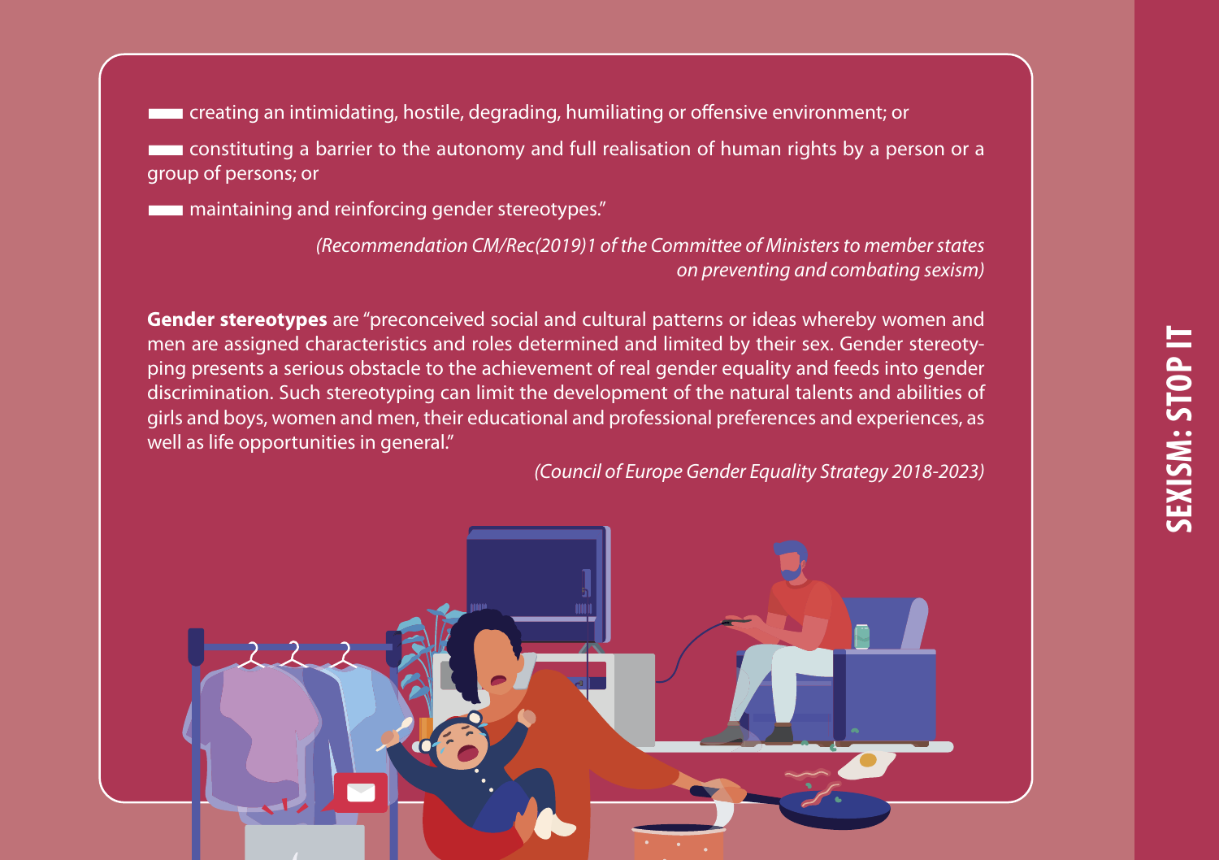- creating an intimidating, hostile, degrading, humiliating or offensive environment; or
- constituting a barrier to the autonomy and full realisation of human rights by a person or a group of persons; or
- maintaining and reinforcing gender stereotypes."

*(Recommendation CM/Rec(2019)1 of the Committee of Ministers to member states on preventing and combating sexism)*

**Gender stereotypes** are "preconceived social and cultural patterns or ideas whereby women and men are assigned characteristics and roles determined and limited by their sex. Gender stereotyping presents a serious obstacle to the achievement of real gender equality and feeds into gender discrimination. Such stereotyping can limit the development of the natural talents and abilities of girls and boys, women and men, their educational and professional preferences and experiences, as well as life opportunities in general."

*(Council of Europe Gender Equality Strategy 2018-2023)*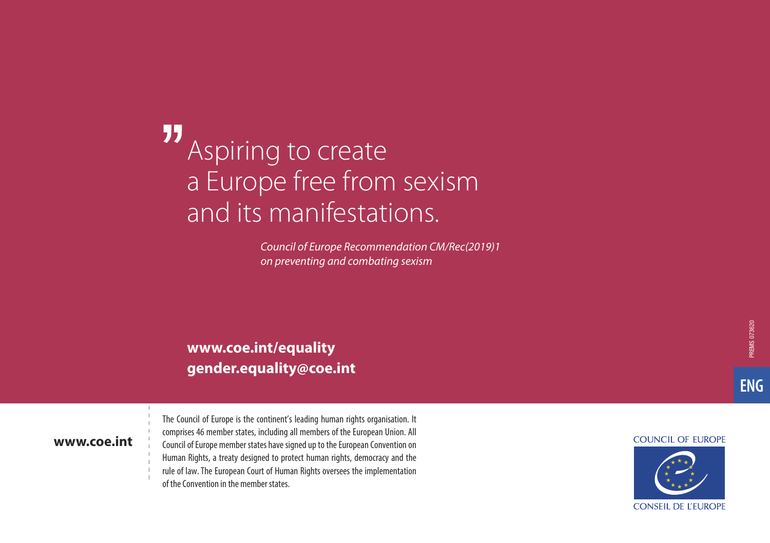> Aspiring to create
> a Europe free from sexism
> and its manifestations.

*Council of Europe Recommendation CM/Rec(2019)1 on preventing and combating sexism*

**www.coe.int/equality**
**gender.equality@coe.int**

PREMS 073620

**ENG**

**www.coe.int**

The Council of Europe is the continent's leading human rights organisation. It comprises 46 member states, including all members of the European Union. All Council of Europe member states have signed up to the European Convention on Human Rights, a treaty designed to protect human rights, democracy and the rule of law. The European Court of Human Rights oversees the implementation of the Convention in the member states.

COUNCIL OF EUROPE

CONSEIL DE L'EUROPE